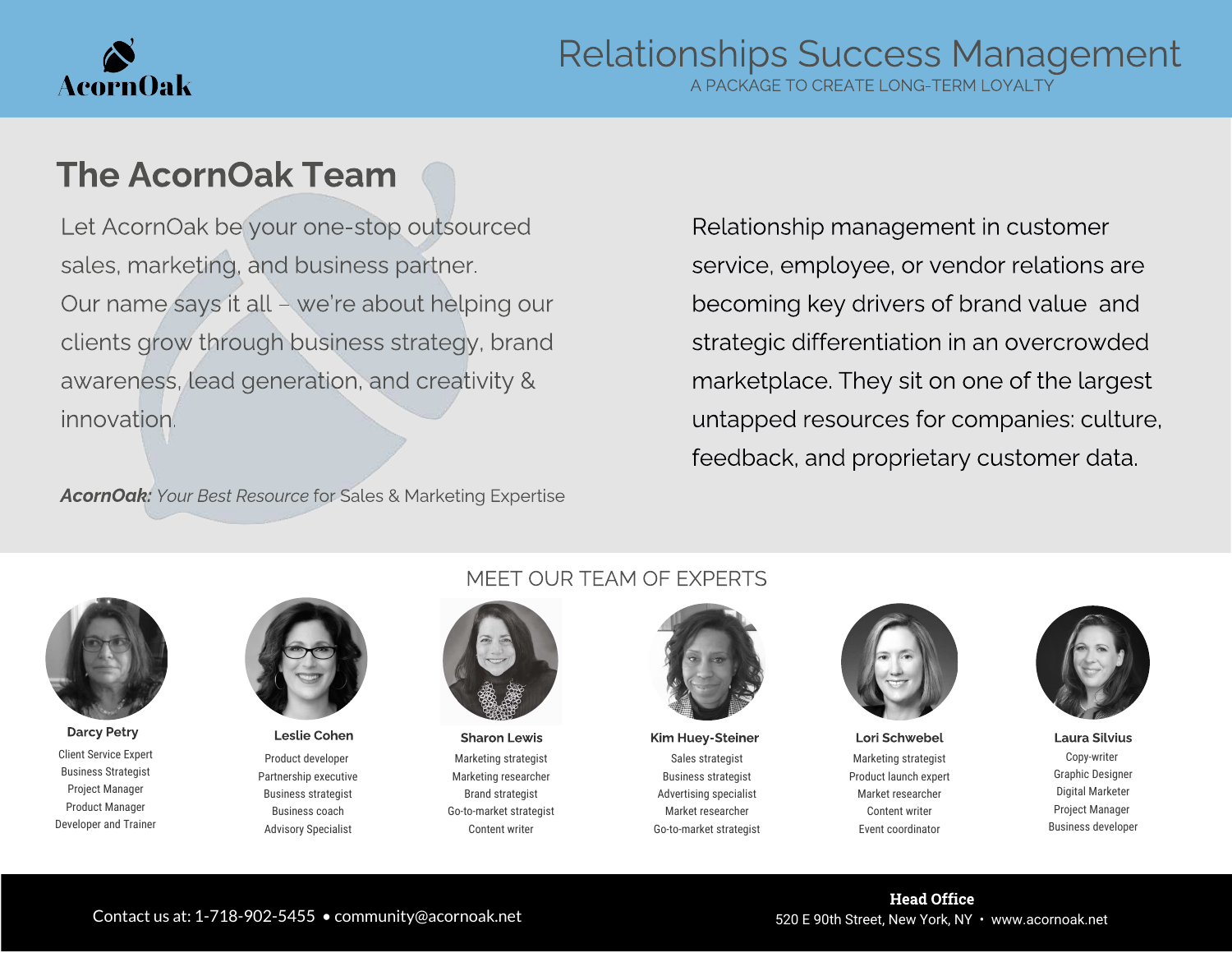AcornOak

# Relationships Success Management

A PACKAGE TO CREATE LONG-TERM LOYALTY

## The AcornOak Team

Let AcornOak be your one-stop outsourced sales, marketing, and business partner. Our name says it all – we're about helping our clients grow through business strategy, brand awareness, lead generation, and creativity & innovation.

***AcornOak:** Your Best Resource* for Sales & Marketing Expertise

Relationship management in customer service, employee, or vendor relations are becoming key drivers of brand value and strategic differentiation in an overcrowded marketplace. They sit on one of the largest untapped resources for companies: culture, feedback, and proprietary customer data.

## MEET OUR TEAM OF EXPERTS

**Darcy Petry**
Client Service Expert
Business Strategist
Project Manager
Product Manager
Developer and Trainer

**Leslie Cohen**
Product developer
Partnership executive
Business strategist
Business coach
Advisory Specialist

**Sharon Lewis**
Marketing strategist
Marketing researcher
Brand strategist
Go-to-market strategist
Content writer

**Kim Huey-Steiner**
Sales strategist
Business strategist
Advertising specialist
Market researcher
Go-to-market strategist

**Lori Schwebel**
Marketing strategist
Product launch expert
Market researcher
Content writer
Event coordinator

**Laura Silvius**
Copy-writer
Graphic Designer
Digital Marketer
Project Manager
Business developer

Contact us at: 1-718-902-5455 • community@acornoak.net

**Head Office**
520 E 90th Street, New York, NY • www.acornoak.net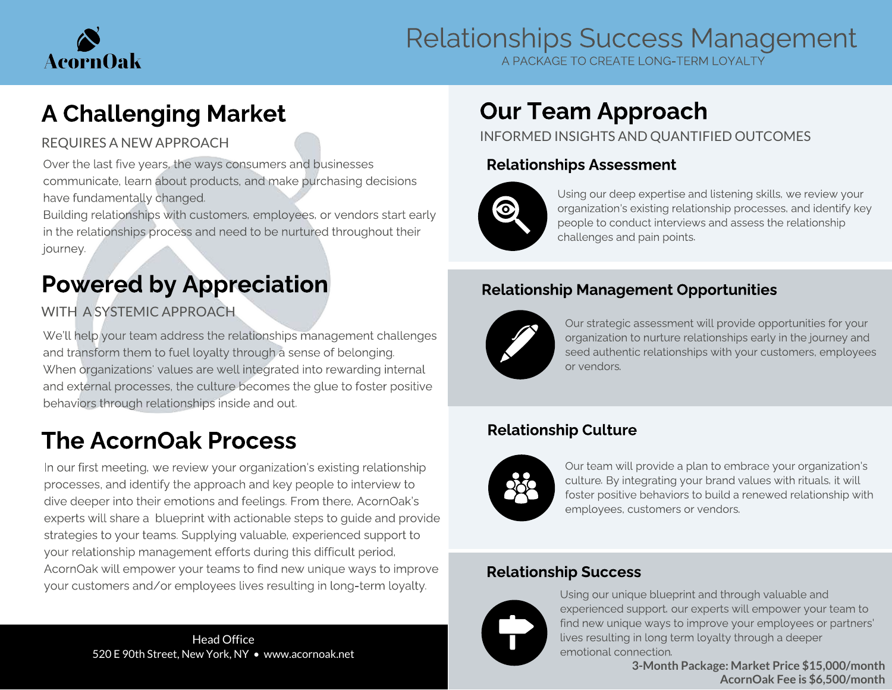AcornOak

# Relationships Success Management

A PACKAGE TO CREATE LONG-TERM LOYALTY

## A Challenging Market

REQUIRES A NEW APPROACH

Over the last five years, the ways consumers and businesses communicate, learn about products, and make purchasing decisions have fundamentally changed.
Building relationships with customers, employees, or vendors start early in the relationships process and need to be nurtured throughout their journey.

## Powered by Appreciation

WITH A SYSTEMIC APPROACH

We'll help your team address the relationships management challenges and transform them to fuel loyalty through a sense of belonging.
When organizations' values are well integrated into rewarding internal and external processes, the culture becomes the glue to foster positive behaviors through relationships inside and out.

## The AcornOak Process

In our first meeting, we review your organization's existing relationship processes, and identify the approach and key people to interview to dive deeper into their emotions and feelings. From there, AcornOak's experts will share a blueprint with actionable steps to guide and provide strategies to your teams. Supplying valuable, experienced support to your relationship management efforts during this difficult period, AcornOak will empower your teams to find new unique ways to improve your customers and/or employees lives resulting in long-term loyalty.

Head Office
520 E 90th Street, New York, NY • www.acornoak.net

## Our Team Approach

INFORMED INSIGHTS AND QUANTIFIED OUTCOMES

### Relationships Assessment

Using our deep expertise and listening skills, we review your organization's existing relationship processes, and identify key people to conduct interviews and assess the relationship challenges and pain points.

### Relationship Management Opportunities

Our strategic assessment will provide opportunities for your organization to nurture relationships early in the journey and seed authentic relationships with your customers, employees or vendors.

### Relationship Culture

Our team will provide a plan to embrace your organization's culture. By integrating your brand values with rituals, it will foster positive behaviors to build a renewed relationship with employees, customers or vendors.

### Relationship Success

Using our unique blueprint and through valuable and experienced support, our experts will empower your team to find new unique ways to improve your employees or partners' lives resulting in long term loyalty through a deeper emotional connection.

**3-Month Package: Market Price $15,000/month**
**AcornOak Fee is $6,500/month**